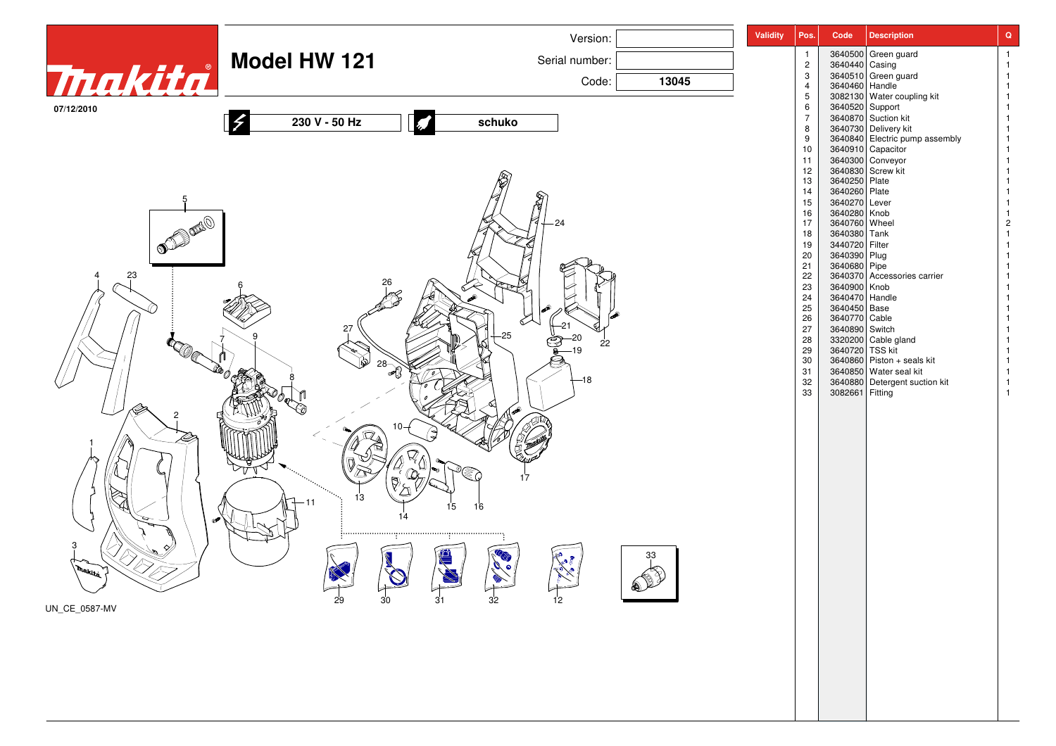# makita

## Model HW 121

Version:

Serial number:

Code: **13045**

07/12/2010

230 V - 50 Hz

schuko

| Validity | Pos. | Code | Description | Q |
|---|---|---|---|---|
| | 1 | 3640500 | Green guard | 1 |
| | 2 | 3640440 | Casing | 1 |
| | 3 | 3640510 | Green guard | 1 |
| | 4 | 3640460 | Handle | 1 |
| | 5 | 3082130 | Water coupling kit | 1 |
| | 6 | 3640520 | Support | 1 |
| | 7 | 3640870 | Suction kit | 1 |
| | 8 | 3640730 | Delivery kit | 1 |
| | 9 | 3640840 | Electric pump assembly | 1 |
| | 10 | 3640910 | Capacitor | 1 |
| | 11 | 3640300 | Conveyor | 1 |
| | 12 | 3640830 | Screw kit | 1 |
| | 13 | 3640250 | Plate | 1 |
| | 14 | 3640260 | Plate | 1 |
| | 15 | 3640270 | Lever | 1 |
| | 16 | 3640280 | Knob | 1 |
| | 17 | 3640760 | Wheel | 2 |
| | 18 | 3640380 | Tank | 1 |
| | 19 | 3440720 | Filter | 1 |
| | 20 | 3640390 | Plug | 1 |
| | 21 | 3640680 | Pipe | 1 |
| | 22 | 3640370 | Accessories carrier | 1 |
| | 23 | 3640900 | Knob | 1 |
| | 24 | 3640470 | Handle | 1 |
| | 25 | 3640450 | Base | 1 |
| | 26 | 3640770 | Cable | 1 |
| | 27 | 3640890 | Switch | 1 |
| | 28 | 3320200 | Cable gland | 1 |
| | 29 | 3640720 | TSS kit | 1 |
| | 30 | 3640860 | Piston + seals kit | 1 |
| | 31 | 3640850 | Water seal kit | 1 |
| | 32 | 3640880 | Detergent suction kit | 1 |
| | 33 | 3082661 | Fitting | 1 |

UN_CE_0587-MV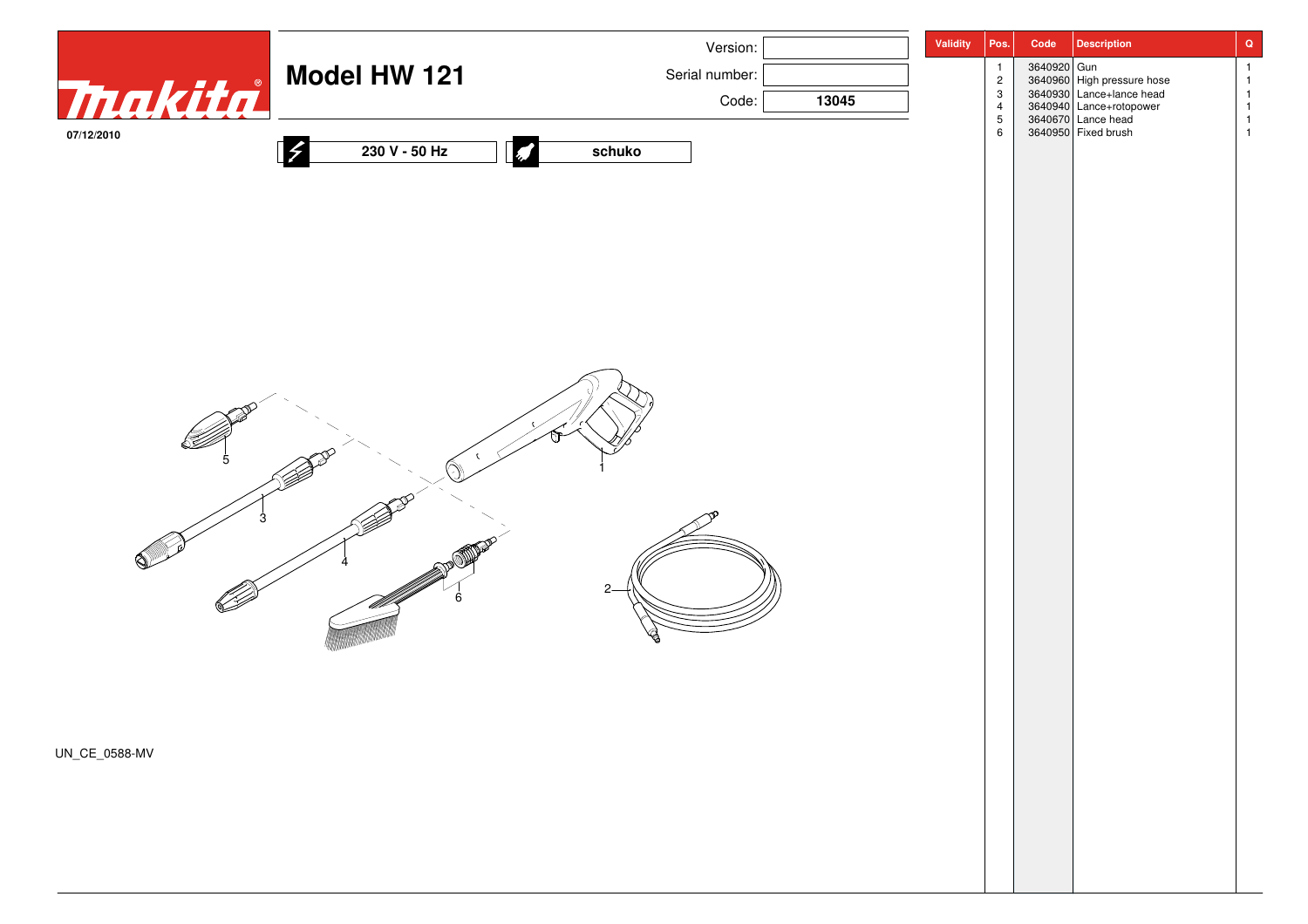makita

# Model HW 121

07/12/2010

Version:
Serial number:
Code: **13045**

**230 V - 50 Hz** **schuko**

1
2
3
4
5
6

UN_CE_0588-MV

| Validity | Pos. | Code | Description | Q |
|---|---|---|---|---|
| | 1 | 3640920 | Gun | 1 |
| | 2 | 3640960 | High pressure hose | 1 |
| | 3 | 3640930 | Lance+lance head | 1 |
| | 4 | 3640940 | Lance+rotopower | 1 |
| | 5 | 3640670 | Lance head | 1 |
| | 6 | 3640950 | Fixed brush | 1 |